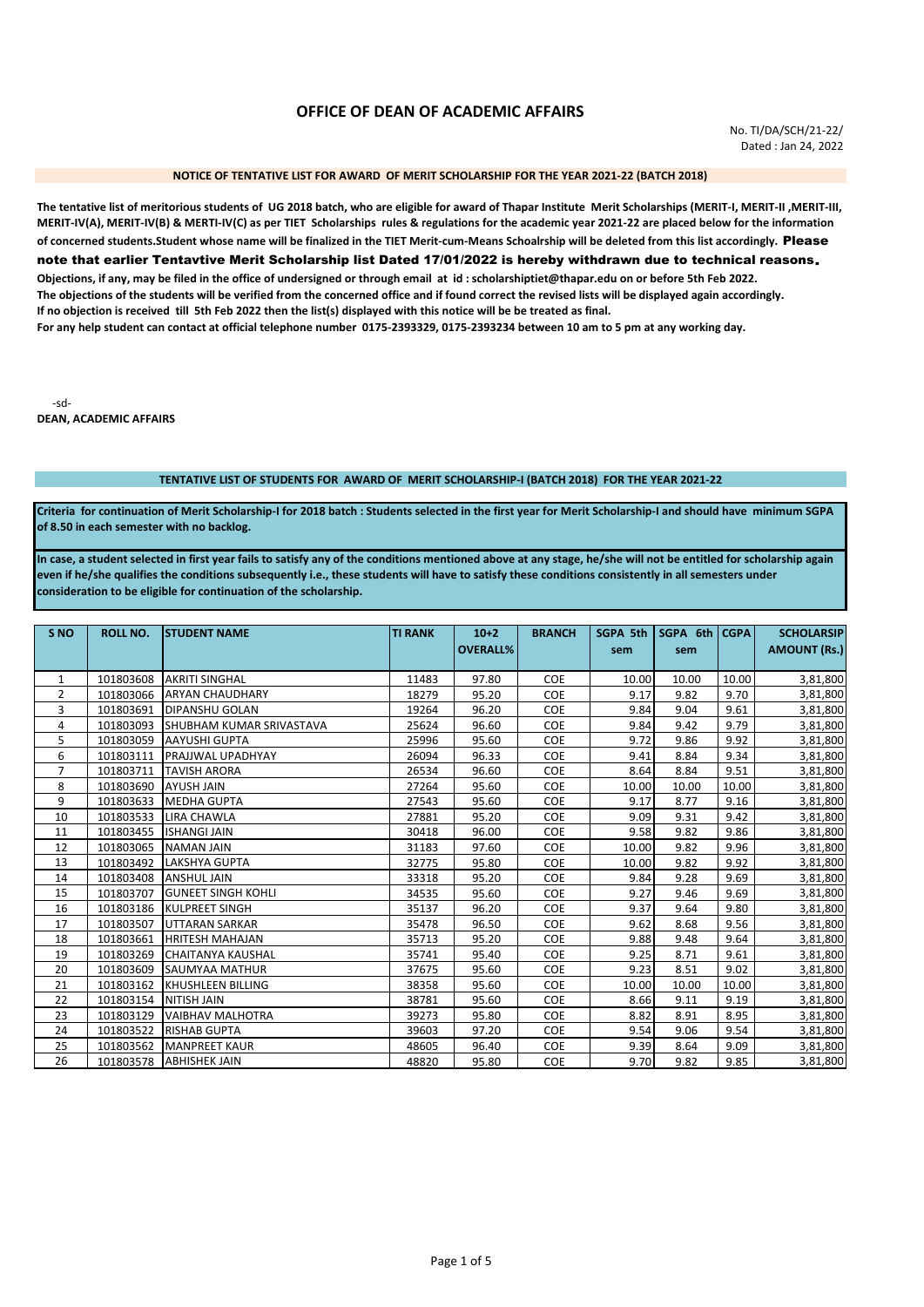# OFFICE OF DEAN OF ACADEMIC AFFAIRS

No. TI/DA/SCH/21-22/
Dated : Jan 24, 2022

**NOTICE OF TENTATIVE LIST FOR AWARD OF MERIT SCHOLARSHIP FOR THE YEAR 2021-22 (BATCH 2018)**

**The tentative list of meritorious students of UG 2018 batch, who are eligible for award of Thapar Institute Merit Scholarships (MERIT-I, MERIT-II ,MERIT-III, MERIT-IV(A), MERIT-IV(B) & MERTI-IV(C) as per TIET Scholarships rules & regulations for the academic year 2021-22 are placed below for the information of concerned students.Student whose name will be finalized in the TIET Merit-cum-Means Schoalrship will be deleted from this list accordingly. Please note that earlier Tentavtive Merit Scholarship list Dated 17/01/2022 is hereby withdrawn due to technical reasons.**
**Objections, if any, may be filed in the office of undersigned or through email at id : scholarshiptiet@thapar.edu on or before 5th Feb 2022.**
**The objections of the students will be verified from the concerned office and if found correct the revised lists will be displayed again accordingly.**
**If no objection is received till 5th Feb 2022 then the list(s) displayed with this notice will be be treated as final.**
**For any help student can contact at official telephone number 0175-2393329, 0175-2393234 between 10 am to 5 pm at any working day.**

-sd-
**DEAN, ACADEMIC AFFAIRS**

**TENTATIVE LIST OF STUDENTS FOR AWARD OF MERIT SCHOLARSHIP-I (BATCH 2018) FOR THE YEAR 2021-22**

**Criteria for continuation of Merit Scholarship-I for 2018 batch : Students selected in the first year for Merit Scholarship-I and should have minimum SGPA of 8.50 in each semester with no backlog.**

**In case, a student selected in first year fails to satisfy any of the conditions mentioned above at any stage, he/she will not be entitled for scholarship again even if he/she qualifies the conditions subsequently i.e., these students will have to satisfy these conditions consistently in all semesters under consideration to be eligible for continuation of the scholarship.**

| S NO | ROLL NO. | STUDENT NAME | TI RANK | 10+2 OVERALL% | BRANCH | SGPA 5th sem | SGPA 6th sem | CGPA | SCHOLARSIP AMOUNT (Rs.) |
|---|---|---|---|---|---|---|---|---|---|
| 1 | 101803608 | AKRITI SINGHAL | 11483 | 97.80 | COE | 10.00 | 10.00 | 10.00 | 3,81,800 |
| 2 | 101803066 | ARYAN CHAUDHARY | 18279 | 95.20 | COE | 9.17 | 9.82 | 9.70 | 3,81,800 |
| 3 | 101803691 | DIPANSHU GOLAN | 19264 | 96.20 | COE | 9.84 | 9.04 | 9.61 | 3,81,800 |
| 4 | 101803093 | SHUBHAM KUMAR SRIVASTAVA | 25624 | 96.60 | COE | 9.84 | 9.42 | 9.79 | 3,81,800 |
| 5 | 101803059 | AAYUSHI GUPTA | 25996 | 95.60 | COE | 9.72 | 9.86 | 9.92 | 3,81,800 |
| 6 | 101803111 | PRAJJWAL UPADHYAY | 26094 | 96.33 | COE | 9.41 | 8.84 | 9.34 | 3,81,800 |
| 7 | 101803711 | TAVISH ARORA | 26534 | 96.60 | COE | 8.64 | 8.84 | 9.51 | 3,81,800 |
| 8 | 101803690 | AYUSH JAIN | 27264 | 95.60 | COE | 10.00 | 10.00 | 10.00 | 3,81,800 |
| 9 | 101803633 | MEDHA GUPTA | 27543 | 95.60 | COE | 9.17 | 8.77 | 9.16 | 3,81,800 |
| 10 | 101803533 | LIRA CHAWLA | 27881 | 95.20 | COE | 9.09 | 9.31 | 9.42 | 3,81,800 |
| 11 | 101803455 | ISHANGI JAIN | 30418 | 96.00 | COE | 9.58 | 9.82 | 9.86 | 3,81,800 |
| 12 | 101803065 | NAMAN JAIN | 31183 | 97.60 | COE | 10.00 | 9.82 | 9.96 | 3,81,800 |
| 13 | 101803492 | LAKSHYA GUPTA | 32775 | 95.80 | COE | 10.00 | 9.82 | 9.92 | 3,81,800 |
| 14 | 101803408 | ANSHUL JAIN | 33318 | 95.20 | COE | 9.84 | 9.28 | 9.69 | 3,81,800 |
| 15 | 101803707 | GUNEET SINGH KOHLI | 34535 | 95.60 | COE | 9.27 | 9.46 | 9.69 | 3,81,800 |
| 16 | 101803186 | KULPREET SINGH | 35137 | 96.20 | COE | 9.37 | 9.64 | 9.80 | 3,81,800 |
| 17 | 101803507 | UTTARAN SARKAR | 35478 | 96.50 | COE | 9.62 | 8.68 | 9.56 | 3,81,800 |
| 18 | 101803661 | HRITESH MAHAJAN | 35713 | 95.20 | COE | 9.88 | 9.48 | 9.64 | 3,81,800 |
| 19 | 101803269 | CHAITANYA KAUSHAL | 35741 | 95.40 | COE | 9.25 | 8.71 | 9.61 | 3,81,800 |
| 20 | 101803609 | SAUMYAA MATHUR | 37675 | 95.60 | COE | 9.23 | 8.51 | 9.02 | 3,81,800 |
| 21 | 101803162 | KHUSHLEEN BILLING | 38358 | 95.60 | COE | 10.00 | 10.00 | 10.00 | 3,81,800 |
| 22 | 101803154 | NITISH JAIN | 38781 | 95.60 | COE | 8.66 | 9.11 | 9.19 | 3,81,800 |
| 23 | 101803129 | VAIBHAV MALHOTRA | 39273 | 95.80 | COE | 8.82 | 8.91 | 8.95 | 3,81,800 |
| 24 | 101803522 | RISHAB GUPTA | 39603 | 97.20 | COE | 9.54 | 9.06 | 9.54 | 3,81,800 |
| 25 | 101803562 | MANPREET KAUR | 48605 | 96.40 | COE | 9.39 | 8.64 | 9.09 | 3,81,800 |
| 26 | 101803578 | ABHISHEK JAIN | 48820 | 95.80 | COE | 9.70 | 9.82 | 9.85 | 3,81,800 |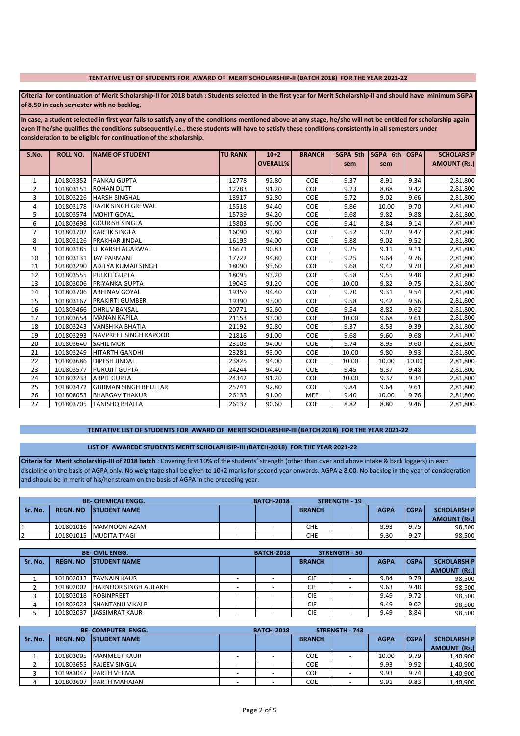## TENTATIVE LIST OF STUDENTS FOR AWARD OF MERIT SCHOLARSHIP-II (BATCH 2018) FOR THE YEAR 2021-22

**Criteria for continuation of Merit Scholarship-II for 2018 batch : Students selected in the first year for Merit Scholarship-II and should have minimum SGPA of 8.50 in each semester with no backlog.**

**In case, a student selected in first year fails to satisfy any of the conditions mentioned above at any stage, he/she will not be entitled for scholarship again even if he/she qualifies the conditions subsequently i.e., these students will have to satisfy these conditions consistently in all semesters under consideration to be eligible for continuation of the scholarship.**

| S.No. | ROLL NO. | NAME OF STUDENT | TU RANK | 10+2 OVERALL% | BRANCH | SGPA 5th sem | SGPA 6th sem | CGPA | SCHOLARSIP AMOUNT (Rs.) |
|---|---|---|---|---|---|---|---|---|---|
| 1 | 101803352 | PANKAJ GUPTA | 12778 | 92.80 | COE | 9.37 | 8.91 | 9.34 | 2,81,800 |
| 2 | 101803151 | ROHAN DUTT | 12783 | 91.20 | COE | 9.23 | 8.88 | 9.42 | 2,81,800 |
| 3 | 101803226 | HARSH SINGHAL | 13917 | 92.80 | COE | 9.72 | 9.02 | 9.66 | 2,81,800 |
| 4 | 101803178 | RAZIK SINGH GREWAL | 15518 | 94.40 | COE | 9.86 | 10.00 | 9.70 | 2,81,800 |
| 5 | 101803574 | MOHIT GOYAL | 15739 | 94.20 | COE | 9.68 | 9.82 | 9.88 | 2,81,800 |
| 6 | 101803698 | GOURISH SINGLA | 15803 | 90.00 | COE | 9.41 | 8.84 | 9.14 | 2,81,800 |
| 7 | 101803702 | KARTIK SINGLA | 16090 | 93.80 | COE | 9.52 | 9.02 | 9.47 | 2,81,800 |
| 8 | 101803126 | PRAKHAR JINDAL | 16195 | 94.00 | COE | 9.88 | 9.02 | 9.52 | 2,81,800 |
| 9 | 101803185 | UTKARSH AGARWAL | 16671 | 90.83 | COE | 9.25 | 9.11 | 9.11 | 2,81,800 |
| 10 | 101803131 | JAY PARMANI | 17722 | 94.80 | COE | 9.25 | 9.64 | 9.76 | 2,81,800 |
| 11 | 101803290 | ADITYA KUMAR SINGH | 18090 | 93.60 | COE | 9.68 | 9.42 | 9.70 | 2,81,800 |
| 12 | 101803555 | PULKIT GUPTA | 18095 | 93.20 | COE | 9.58 | 9.55 | 9.48 | 2,81,800 |
| 13 | 101803006 | PRIYANKA GUPTA | 19045 | 91.20 | COE | 10.00 | 9.82 | 9.75 | 2,81,800 |
| 14 | 101803706 | ABHINAV GOYAL | 19359 | 94.40 | COE | 9.70 | 9.31 | 9.54 | 2,81,800 |
| 15 | 101803167 | PRAKIRTI GUMBER | 19390 | 93.00 | COE | 9.58 | 9.42 | 9.56 | 2,81,800 |
| 16 | 101803466 | DHRUV BANSAL | 20771 | 92.60 | COE | 9.54 | 8.82 | 9.62 | 2,81,800 |
| 17 | 101803654 | MANAN KAPILA | 21153 | 93.00 | COE | 10.00 | 9.68 | 9.61 | 2,81,800 |
| 18 | 101803243 | VANSHIKA BHATIA | 21192 | 92.80 | COE | 9.37 | 8.53 | 9.39 | 2,81,800 |
| 19 | 101803293 | NAVPREET SINGH KAPOOR | 21818 | 91.00 | COE | 9.68 | 9.60 | 9.68 | 2,81,800 |
| 20 | 101803640 | SAHIL MOR | 23103 | 94.00 | COE | 9.74 | 8.95 | 9.60 | 2,81,800 |
| 21 | 101803249 | HITARTH GANDHI | 23281 | 93.00 | COE | 10.00 | 9.80 | 9.93 | 2,81,800 |
| 22 | 101803686 | DIPESH JINDAL | 23825 | 94.00 | COE | 10.00 | 10.00 | 10.00 | 2,81,800 |
| 23 | 101803577 | PURUJIT GUPTA | 24244 | 94.40 | COE | 9.45 | 9.37 | 9.48 | 2,81,800 |
| 24 | 101803233 | ARPIT GUPTA | 24342 | 91.20 | COE | 10.00 | 9.37 | 9.34 | 2,81,800 |
| 25 | 101803472 | GURMAN SINGH BHULLAR | 25741 | 92.80 | COE | 9.84 | 9.64 | 9.61 | 2,81,800 |
| 26 | 101808053 | BHARGAV THAKUR | 26133 | 91.00 | MEE | 9.40 | 10.00 | 9.76 | 2,81,800 |
| 27 | 101803705 | TANISHQ BHALLA | 26137 | 90.60 | COE | 8.82 | 8.80 | 9.46 | 2,81,800 |

## TENTATIVE LIST OF STUDENTS FOR AWARD OF MERIT SCHOLARSHIP-III (BATCH 2018) FOR THE YEAR 2021-22

### LIST OF AWAREDE STUDENTS MERIT SCHOLARHSIP-III (BATCH-2018) FOR THE YEAR 2021-22

**Criteria for Merit scholarship-III of 2018 batch** : Covering first 10% of the students' strength (other than over and above intake & back loggers) in each discipline on the basis of AGPA only. No weightage shall be given to 10+2 marks for second year onwards. AGPA ≥ 8.00, No backlog in the year of consideration and should be in merit of his/her stream on the basis of AGPA in the preceding year.

| BE- CHEMICAL ENGG. | | | | BATCH-2018 | | STRENGTH - 19 | | | |
|---|---|---|---|---|---|---|---|---|---|
| Sr. No. | REGN. NO | STUDENT NAME | | | BRANCH | | AGPA | CGPA | SCHOLARSHIP AMOUNT (Rs.) |
| 1 | 101801016 | MAMNOON AZAM | - | - | CHE | - | 9.93 | 9.75 | 98,500 |
| 2 | 101801015 | MUDITA TYAGI | - | - | CHE | - | 9.30 | 9.27 | 98,500 |

| BE- CIVIL ENGG. | | | | BATCH-2018 | | STRENGTH - 50 | | | |
|---|---|---|---|---|---|---|---|---|---|
| Sr. No. | REGN. NO | STUDENT NAME | | | BRANCH | | AGPA | CGPA | SCHOLARSHIP AMOUNT (Rs.) |
| 1 | 101802013 | TAVNAIN KAUR | - | - | CIE | - | 9.84 | 9.79 | 98,500 |
| 2 | 101802002 | HARNOOR SINGH AULAKH | - | - | CIE | - | 9.63 | 9.48 | 98,500 |
| 3 | 101802018 | ROBINPREET | - | - | CIE | - | 9.49 | 9.72 | 98,500 |
| 4 | 101802023 | SHANTANU VIKALP | - | - | CIE | - | 9.49 | 9.02 | 98,500 |
| 5 | 101802037 | JASSIMRAT KAUR | - | - | CIE | - | 9.49 | 8.84 | 98,500 |

| BE- COMPUTER ENGG. | | | | BATCH-2018 | | STRENGTH - 743 | | | |
|---|---|---|---|---|---|---|---|---|---|
| Sr. No. | REGN. NO | STUDENT NAME | | | BRANCH | | AGPA | CGPA | SCHOLARSHIP AMOUNT (Rs.) |
| 1 | 101803095 | MANMEET KAUR | - | - | COE | - | 10.00 | 9.79 | 1,40,900 |
| 2 | 101803655 | RAJEEV SINGLA | - | - | COE | - | 9.93 | 9.92 | 1,40,900 |
| 3 | 101983047 | PARTH VERMA | - | - | COE | - | 9.93 | 9.74 | 1,40,900 |
| 4 | 101803607 | PARTH MAHAJAN | - | - | COE | - | 9.91 | 9.83 | 1,40,900 |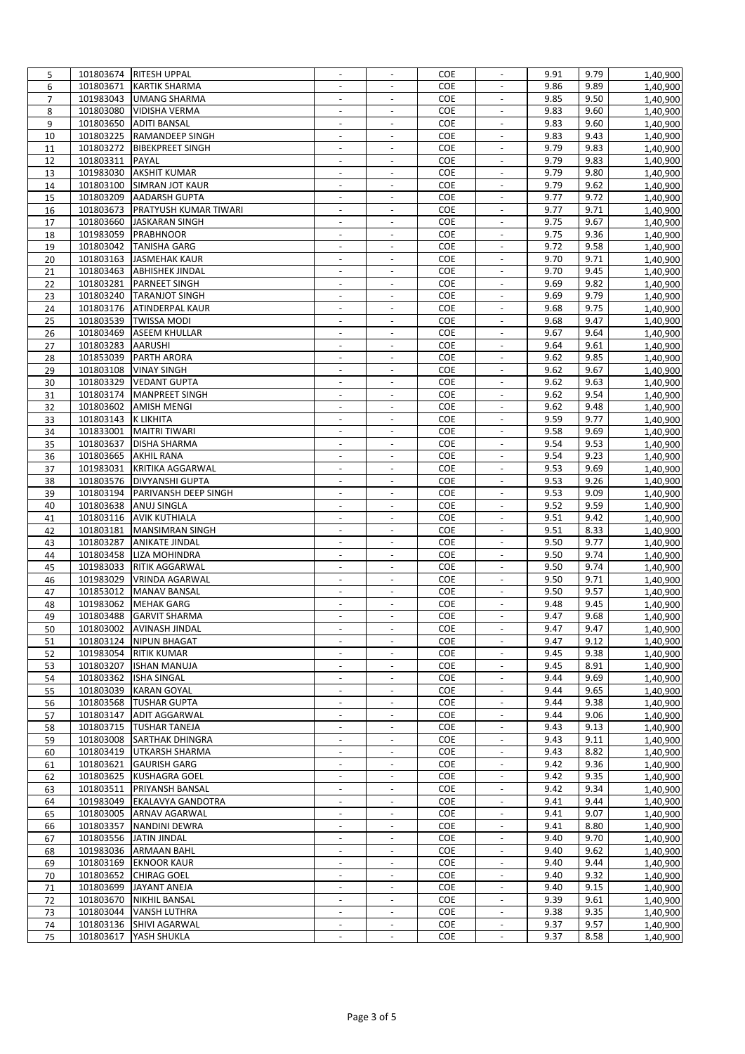| | | | | | | | | | |
|---|---|---|---|---|---|---|---|---|---|
| 5 | 101803674 | RITESH UPPAL | - | - | COE | - | 9.91 | 9.79 | 1,40,900 |
| 6 | 101803671 | KARTIK SHARMA | - | - | COE | - | 9.86 | 9.89 | 1,40,900 |
| 7 | 101983043 | UMANG SHARMA | - | - | COE | - | 9.85 | 9.50 | 1,40,900 |
| 8 | 101803080 | VIDISHA VERMA | - | - | COE | - | 9.83 | 9.60 | 1,40,900 |
| 9 | 101803650 | ADITI BANSAL | - | - | COE | - | 9.83 | 9.60 | 1,40,900 |
| 10 | 101803225 | RAMANDEEP SINGH | - | - | COE | - | 9.83 | 9.43 | 1,40,900 |
| 11 | 101803272 | BIBEKPREET SINGH | - | - | COE | - | 9.79 | 9.83 | 1,40,900 |
| 12 | 101803311 | PAYAL | - | - | COE | - | 9.79 | 9.83 | 1,40,900 |
| 13 | 101983030 | AKSHIT KUMAR | - | - | COE | - | 9.79 | 9.80 | 1,40,900 |
| 14 | 101803100 | SIMRAN JOT KAUR | - | - | COE | - | 9.79 | 9.62 | 1,40,900 |
| 15 | 101803209 | AADARSH GUPTA | - | - | COE | - | 9.77 | 9.72 | 1,40,900 |
| 16 | 101803673 | PRATYUSH KUMAR TIWARI | - | - | COE | - | 9.77 | 9.71 | 1,40,900 |
| 17 | 101803660 | JASKARAN SINGH | - | - | COE | - | 9.75 | 9.67 | 1,40,900 |
| 18 | 101983059 | PRABHNOOR | - | - | COE | - | 9.75 | 9.36 | 1,40,900 |
| 19 | 101803042 | TANISHA GARG | - | - | COE | - | 9.72 | 9.58 | 1,40,900 |
| 20 | 101803163 | JASMEHAK KAUR | - | - | COE | - | 9.70 | 9.71 | 1,40,900 |
| 21 | 101803463 | ABHISHEK JINDAL | - | - | COE | - | 9.70 | 9.45 | 1,40,900 |
| 22 | 101803281 | PARNEET SINGH | - | - | COE | - | 9.69 | 9.82 | 1,40,900 |
| 23 | 101803240 | TARANJOT SINGH | - | - | COE | - | 9.69 | 9.79 | 1,40,900 |
| 24 | 101803176 | ATINDERPAL KAUR | - | - | COE | - | 9.68 | 9.75 | 1,40,900 |
| 25 | 101803539 | TWISSA MODI | - | - | COE | - | 9.68 | 9.47 | 1,40,900 |
| 26 | 101803469 | ASEEM KHULLAR | - | - | COE | - | 9.67 | 9.64 | 1,40,900 |
| 27 | 101803283 | AARUSHI | - | - | COE | - | 9.64 | 9.61 | 1,40,900 |
| 28 | 101853039 | PARTH ARORA | - | - | COE | - | 9.62 | 9.85 | 1,40,900 |
| 29 | 101803108 | VINAY SINGH | - | - | COE | - | 9.62 | 9.67 | 1,40,900 |
| 30 | 101803329 | VEDANT GUPTA | - | - | COE | - | 9.62 | 9.63 | 1,40,900 |
| 31 | 101803174 | MANPREET SINGH | - | - | COE | - | 9.62 | 9.54 | 1,40,900 |
| 32 | 101803602 | AMISH MENGI | - | - | COE | - | 9.62 | 9.48 | 1,40,900 |
| 33 | 101803143 | K LIKHITA | - | - | COE | - | 9.59 | 9.77 | 1,40,900 |
| 34 | 101833001 | MAITRI TIWARI | - | - | COE | - | 9.58 | 9.69 | 1,40,900 |
| 35 | 101803637 | DISHA SHARMA | - | - | COE | - | 9.54 | 9.53 | 1,40,900 |
| 36 | 101803665 | AKHIL RANA | - | - | COE | - | 9.54 | 9.23 | 1,40,900 |
| 37 | 101983031 | KRITIKA AGGARWAL | - | - | COE | - | 9.53 | 9.69 | 1,40,900 |
| 38 | 101803576 | DIVYANSHI GUPTA | - | - | COE | - | 9.53 | 9.26 | 1,40,900 |
| 39 | 101803194 | PARIVANSH DEEP SINGH | - | - | COE | - | 9.53 | 9.09 | 1,40,900 |
| 40 | 101803638 | ANUJ SINGLA | - | - | COE | - | 9.52 | 9.59 | 1,40,900 |
| 41 | 101803116 | AVIK KUTHIALA | - | - | COE | - | 9.51 | 9.42 | 1,40,900 |
| 42 | 101803181 | MANSIMRAN SINGH | - | - | COE | - | 9.51 | 8.33 | 1,40,900 |
| 43 | 101803287 | ANIKATE JINDAL | - | - | COE | - | 9.50 | 9.77 | 1,40,900 |
| 44 | 101803458 | LIZA MOHINDRA | - | - | COE | - | 9.50 | 9.74 | 1,40,900 |
| 45 | 101983033 | RITIK AGGARWAL | - | - | COE | - | 9.50 | 9.74 | 1,40,900 |
| 46 | 101983029 | VRINDA AGARWAL | - | - | COE | - | 9.50 | 9.71 | 1,40,900 |
| 47 | 101853012 | MANAV BANSAL | - | - | COE | - | 9.50 | 9.57 | 1,40,900 |
| 48 | 101983062 | MEHAK GARG | - | - | COE | - | 9.48 | 9.45 | 1,40,900 |
| 49 | 101803488 | GARVIT SHARMA | - | - | COE | - | 9.47 | 9.68 | 1,40,900 |
| 50 | 101803002 | AVINASH JINDAL | - | - | COE | - | 9.47 | 9.47 | 1,40,900 |
| 51 | 101803124 | NIPUN BHAGAT | - | - | COE | - | 9.47 | 9.12 | 1,40,900 |
| 52 | 101983054 | RITIK KUMAR | - | - | COE | - | 9.45 | 9.38 | 1,40,900 |
| 53 | 101803207 | ISHAN MANUJA | - | - | COE | - | 9.45 | 8.91 | 1,40,900 |
| 54 | 101803362 | ISHA SINGAL | - | - | COE | - | 9.44 | 9.69 | 1,40,900 |
| 55 | 101803039 | KARAN GOYAL | - | - | COE | - | 9.44 | 9.65 | 1,40,900 |
| 56 | 101803568 | TUSHAR GUPTA | - | - | COE | - | 9.44 | 9.38 | 1,40,900 |
| 57 | 101803147 | ADIT AGGARWAL | - | - | COE | - | 9.44 | 9.06 | 1,40,900 |
| 58 | 101803715 | TUSHAR TANEJA | - | - | COE | - | 9.43 | 9.13 | 1,40,900 |
| 59 | 101803008 | SARTHAK DHINGRA | - | - | COE | - | 9.43 | 9.11 | 1,40,900 |
| 60 | 101803419 | UTKARSH SHARMA | - | - | COE | - | 9.43 | 8.82 | 1,40,900 |
| 61 | 101803621 | GAURISH GARG | - | - | COE | - | 9.42 | 9.36 | 1,40,900 |
| 62 | 101803625 | KUSHAGRA GOEL | - | - | COE | - | 9.42 | 9.35 | 1,40,900 |
| 63 | 101803511 | PRIYANSH BANSAL | - | - | COE | - | 9.42 | 9.34 | 1,40,900 |
| 64 | 101983049 | EKALAVYA GANDOTRA | - | - | COE | - | 9.41 | 9.44 | 1,40,900 |
| 65 | 101803005 | ARNAV AGARWAL | - | - | COE | - | 9.41 | 9.07 | 1,40,900 |
| 66 | 101803357 | NANDINI DEWRA | - | - | COE | - | 9.41 | 8.80 | 1,40,900 |
| 67 | 101803556 | JATIN JINDAL | - | - | COE | - | 9.40 | 9.70 | 1,40,900 |
| 68 | 101983036 | ARMAAN BAHL | - | - | COE | - | 9.40 | 9.62 | 1,40,900 |
| 69 | 101803169 | EKNOOR KAUR | - | - | COE | - | 9.40 | 9.44 | 1,40,900 |
| 70 | 101803652 | CHIRAG GOEL | - | - | COE | - | 9.40 | 9.32 | 1,40,900 |
| 71 | 101803699 | JAYANT ANEJA | - | - | COE | - | 9.40 | 9.15 | 1,40,900 |
| 72 | 101803670 | NIKHIL BANSAL | - | - | COE | - | 9.39 | 9.61 | 1,40,900 |
| 73 | 101803044 | VANSH LUTHRA | - | - | COE | - | 9.38 | 9.35 | 1,40,900 |
| 74 | 101803136 | SHIVI AGARWAL | - | - | COE | - | 9.37 | 9.57 | 1,40,900 |
| 75 | 101803617 | YASH SHUKLA | - | - | COE | - | 9.37 | 8.58 | 1,40,900 |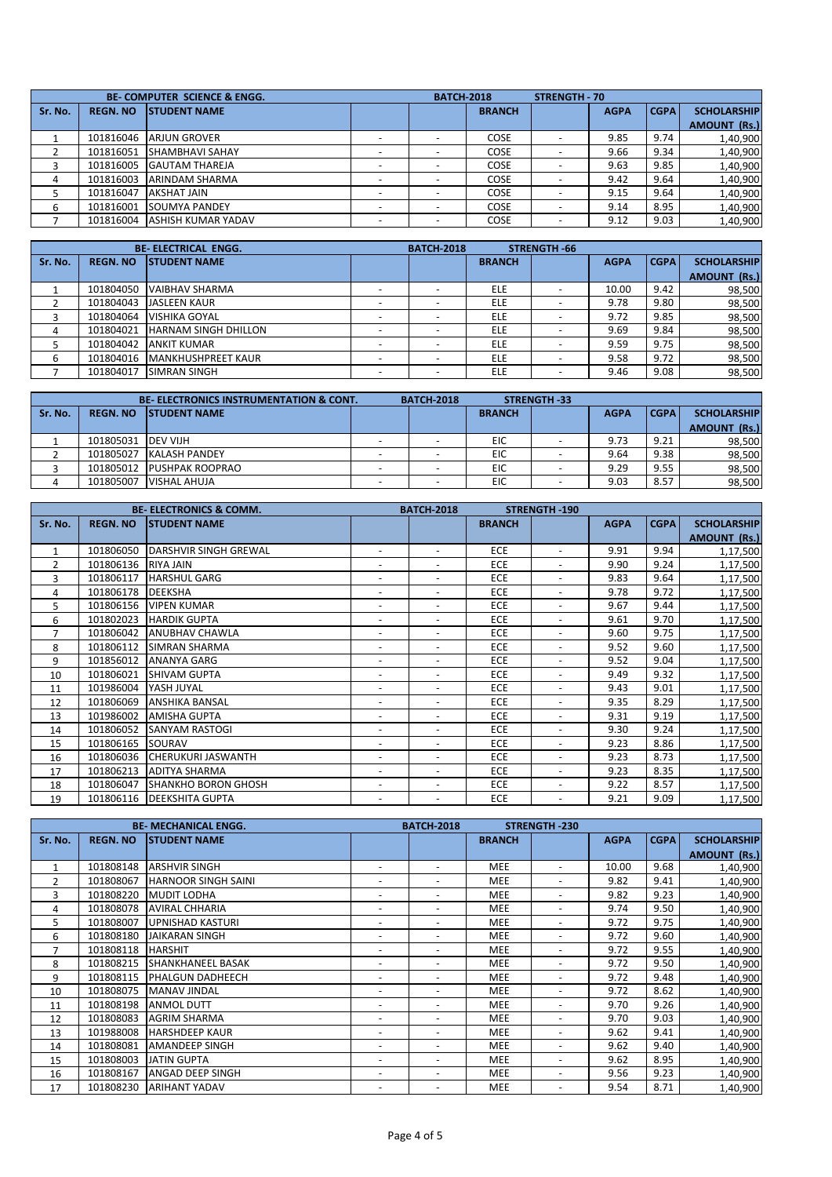| BE- COMPUTER SCIENCE & ENGG. | | | | BATCH-2018 | | STRENGTH - 70 | | | |
|---|---|---|---|---|---|---|---|---|---|
| Sr. No. | REGN. NO | STUDENT NAME | | | BRANCH | | AGPA | CGPA | SCHOLARSHIP AMOUNT (Rs.) |
| 1 | 101816046 | ARJUN GROVER | - | - | COSE | - | 9.85 | 9.74 | 1,40,900 |
| 2 | 101816051 | SHAMBHAVI SAHAY | - | - | COSE | - | 9.66 | 9.34 | 1,40,900 |
| 3 | 101816005 | GAUTAM THAREJA | - | - | COSE | - | 9.63 | 9.85 | 1,40,900 |
| 4 | 101816003 | ARINDAM SHARMA | - | - | COSE | - | 9.42 | 9.64 | 1,40,900 |
| 5 | 101816047 | AKSHAT JAIN | - | - | COSE | - | 9.15 | 9.64 | 1,40,900 |
| 6 | 101816001 | SOUMYA PANDEY | - | - | COSE | - | 9.14 | 8.95 | 1,40,900 |
| 7 | 101816004 | ASHISH KUMAR YADAV | - | - | COSE | - | 9.12 | 9.03 | 1,40,900 |

| BE- ELECTRICAL ENGG. | | | | BATCH-2018 | | STRENGTH -66 | | | |
|---|---|---|---|---|---|---|---|---|---|
| Sr. No. | REGN. NO | STUDENT NAME | | | BRANCH | | AGPA | CGPA | SCHOLARSHIP AMOUNT (Rs.) |
| 1 | 101804050 | VAIBHAV SHARMA | - | - | ELE | - | 10.00 | 9.42 | 98,500 |
| 2 | 101804043 | JASLEEN KAUR | - | - | ELE | - | 9.78 | 9.80 | 98,500 |
| 3 | 101804064 | VISHIKA GOYAL | - | - | ELE | - | 9.72 | 9.85 | 98,500 |
| 4 | 101804021 | HARNAM SINGH DHILLON | - | - | ELE | - | 9.69 | 9.84 | 98,500 |
| 5 | 101804042 | ANKIT KUMAR | - | - | ELE | - | 9.59 | 9.75 | 98,500 |
| 6 | 101804016 | MANKHUSHPREET KAUR | - | - | ELE | - | 9.58 | 9.72 | 98,500 |
| 7 | 101804017 | SIMRAN SINGH | - | - | ELE | - | 9.46 | 9.08 | 98,500 |

| BE- ELECTRONICS INSTRUMENTATION & CONT. | | | | BATCH-2018 | | STRENGTH -33 | | | |
|---|---|---|---|---|---|---|---|---|---|
| Sr. No. | REGN. NO | STUDENT NAME | | | BRANCH | | AGPA | CGPA | SCHOLARSHIP AMOUNT (Rs.) |
| 1 | 101805031 | DEV VIJH | - | - | EIC | - | 9.73 | 9.21 | 98,500 |
| 2 | 101805027 | KALASH PANDEY | - | - | EIC | - | 9.64 | 9.38 | 98,500 |
| 3 | 101805012 | PUSHPAK ROOPRAO | - | - | EIC | - | 9.29 | 9.55 | 98,500 |
| 4 | 101805007 | VISHAL AHUJA | - | - | EIC | - | 9.03 | 8.57 | 98,500 |

| BE- ELECTRONICS & COMM. | | | | BATCH-2018 | | STRENGTH -190 | | | |
|---|---|---|---|---|---|---|---|---|---|
| Sr. No. | REGN. NO | STUDENT NAME | | | BRANCH | | AGPA | CGPA | SCHOLARSHIP AMOUNT (Rs.) |
| 1 | 101806050 | DARSHVIR SINGH GREWAL | - | - | ECE | - | 9.91 | 9.94 | 1,17,500 |
| 2 | 101806136 | RIYA JAIN | - | - | ECE | - | 9.90 | 9.24 | 1,17,500 |
| 3 | 101806117 | HARSHUL GARG | - | - | ECE | - | 9.83 | 9.64 | 1,17,500 |
| 4 | 101806178 | DEEKSHA | - | - | ECE | - | 9.78 | 9.72 | 1,17,500 |
| 5 | 101806156 | VIPEN KUMAR | - | - | ECE | - | 9.67 | 9.44 | 1,17,500 |
| 6 | 101802023 | HARDIK GUPTA | - | - | ECE | - | 9.61 | 9.70 | 1,17,500 |
| 7 | 101806042 | ANUBHAV CHAWLA | - | - | ECE | - | 9.60 | 9.75 | 1,17,500 |
| 8 | 101806112 | SIMRAN SHARMA | - | - | ECE | - | 9.52 | 9.60 | 1,17,500 |
| 9 | 101856012 | ANANYA GARG | - | - | ECE | - | 9.52 | 9.04 | 1,17,500 |
| 10 | 101806021 | SHIVAM GUPTA | - | - | ECE | - | 9.49 | 9.32 | 1,17,500 |
| 11 | 101986004 | YASH JUYAL | - | - | ECE | - | 9.43 | 9.01 | 1,17,500 |
| 12 | 101806069 | ANSHIKA BANSAL | - | - | ECE | - | 9.35 | 8.29 | 1,17,500 |
| 13 | 101986002 | AMISHA GUPTA | - | - | ECE | - | 9.31 | 9.19 | 1,17,500 |
| 14 | 101806052 | SANYAM RASTOGI | - | - | ECE | - | 9.30 | 9.24 | 1,17,500 |
| 15 | 101806165 | SOURAV | - | - | ECE | - | 9.23 | 8.86 | 1,17,500 |
| 16 | 101806036 | CHERUKURI JASWANTH | - | - | ECE | - | 9.23 | 8.73 | 1,17,500 |
| 17 | 101806213 | ADITYA SHARMA | - | - | ECE | - | 9.23 | 8.35 | 1,17,500 |
| 18 | 101806047 | SHANKHO BORON GHOSH | - | - | ECE | - | 9.22 | 8.57 | 1,17,500 |
| 19 | 101806116 | DEEKSHITA GUPTA | - | - | ECE | - | 9.21 | 9.09 | 1,17,500 |

| BE- MECHANICAL ENGG. | | | | BATCH-2018 | | STRENGTH -230 | | | |
|---|---|---|---|---|---|---|---|---|---|
| Sr. No. | REGN. NO | STUDENT NAME | | | BRANCH | | AGPA | CGPA | SCHOLARSHIP AMOUNT (Rs.) |
| 1 | 101808148 | ARSHVIR SINGH | - | - | MEE | - | 10.00 | 9.68 | 1,40,900 |
| 2 | 101808067 | HARNOOR SINGH SAINI | - | - | MEE | - | 9.82 | 9.41 | 1,40,900 |
| 3 | 101808220 | MUDIT LODHA | - | - | MEE | - | 9.82 | 9.23 | 1,40,900 |
| 4 | 101808078 | AVIRAL CHHARIA | - | - | MEE | - | 9.74 | 9.50 | 1,40,900 |
| 5 | 101808007 | UPNISHAD KASTURI | - | - | MEE | - | 9.72 | 9.75 | 1,40,900 |
| 6 | 101808180 | JAIKARAN SINGH | - | - | MEE | - | 9.72 | 9.60 | 1,40,900 |
| 7 | 101808118 | HARSHIT | - | - | MEE | - | 9.72 | 9.55 | 1,40,900 |
| 8 | 101808215 | SHANKHANEEL BASAK | - | - | MEE | - | 9.72 | 9.50 | 1,40,900 |
| 9 | 101808115 | PHALGUN DADHEECH | - | - | MEE | - | 9.72 | 9.48 | 1,40,900 |
| 10 | 101808075 | MANAV JINDAL | - | - | MEE | - | 9.72 | 8.62 | 1,40,900 |
| 11 | 101808198 | ANMOL DUTT | - | - | MEE | - | 9.70 | 9.26 | 1,40,900 |
| 12 | 101808083 | AGRIM SHARMA | - | - | MEE | - | 9.70 | 9.03 | 1,40,900 |
| 13 | 101988008 | HARSHDEEP KAUR | - | - | MEE | - | 9.62 | 9.41 | 1,40,900 |
| 14 | 101808081 | AMANDEEP SINGH | - | - | MEE | - | 9.62 | 9.40 | 1,40,900 |
| 15 | 101808003 | JATIN GUPTA | - | - | MEE | - | 9.62 | 8.95 | 1,40,900 |
| 16 | 101808167 | ANGAD DEEP SINGH | - | - | MEE | - | 9.56 | 9.23 | 1,40,900 |
| 17 | 101808230 | ARIHANT YADAV | - | - | MEE | - | 9.54 | 8.71 | 1,40,900 |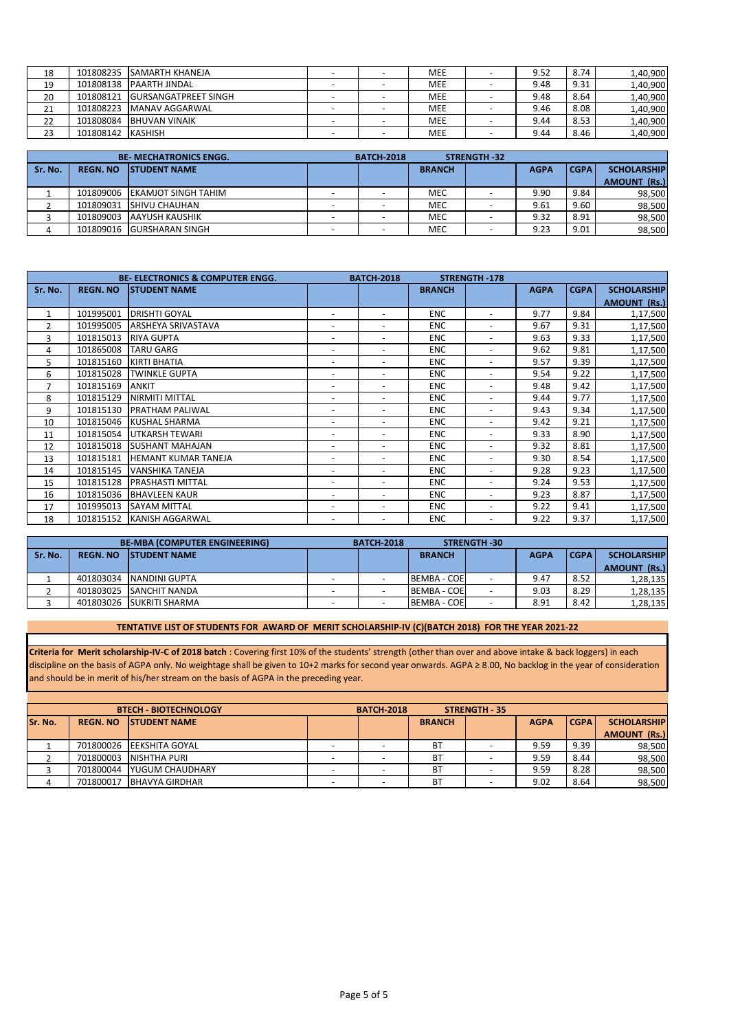| | | | | | | | | | |
|---|---|---|---|---|---|---|---|---|---|
| 18 | 101808235 | SAMARTH KHANEJA | - | - | MEE | - | 9.52 | 8.74 | 1,40,900 |
| 19 | 101808138 | PAARTH JINDAL | - | - | MEE | - | 9.48 | 9.31 | 1,40,900 |
| 20 | 101808121 | GURSANGATPREET SINGH | - | - | MEE | - | 9.48 | 8.64 | 1,40,900 |
| 21 | 101808223 | MANAV AGGARWAL | - | - | MEE | - | 9.46 | 8.08 | 1,40,900 |
| 22 | 101808084 | BHUVAN VINAIK | - | - | MEE | - | 9.44 | 8.53 | 1,40,900 |
| 23 | 101808142 | KASHISH | - | - | MEE | - | 9.44 | 8.46 | 1,40,900 |

| BE- MECHATRONICS ENGG. | | | | BATCH-2018 | | STRENGTH -32 | | | |
|---|---|---|---|---|---|---|---|---|---|
| Sr. No. | REGN. NO | STUDENT NAME | | | BRANCH | | AGPA | CGPA | SCHOLARSHIP AMOUNT (Rs.) |
| 1 | 101809006 | EKAMJOT SINGH TAHIM | - | - | MEC | - | 9.90 | 9.84 | 98,500 |
| 2 | 101809031 | SHIVU CHAUHAN | - | - | MEC | - | 9.61 | 9.60 | 98,500 |
| 3 | 101809003 | AAYUSH KAUSHIK | - | - | MEC | - | 9.32 | 8.91 | 98,500 |
| 4 | 101809016 | GURSHARAN SINGH | - | - | MEC | - | 9.23 | 9.01 | 98,500 |

| BE- ELECTRONICS & COMPUTER ENGG. | | | | BATCH-2018 | | STRENGTH -178 | | | |
|---|---|---|---|---|---|---|---|---|---|
| Sr. No. | REGN. NO | STUDENT NAME | | | BRANCH | | AGPA | CGPA | SCHOLARSHIP AMOUNT (Rs.) |
| 1 | 101995001 | DRISHTI GOYAL | - | - | ENC | - | 9.77 | 9.84 | 1,17,500 |
| 2 | 101995005 | ARSHEYA SRIVASTAVA | - | - | ENC | - | 9.67 | 9.31 | 1,17,500 |
| 3 | 101815013 | RIYA GUPTA | - | - | ENC | - | 9.63 | 9.33 | 1,17,500 |
| 4 | 101865008 | TARU GARG | - | - | ENC | - | 9.62 | 9.81 | 1,17,500 |
| 5 | 101815160 | KIRTI BHATIA | - | - | ENC | - | 9.57 | 9.39 | 1,17,500 |
| 6 | 101815028 | TWINKLE GUPTA | - | - | ENC | - | 9.54 | 9.22 | 1,17,500 |
| 7 | 101815169 | ANKIT | - | - | ENC | - | 9.48 | 9.42 | 1,17,500 |
| 8 | 101815129 | NIRMITI MITTAL | - | - | ENC | - | 9.44 | 9.77 | 1,17,500 |
| 9 | 101815130 | PRATHAM PALIWAL | - | - | ENC | - | 9.43 | 9.34 | 1,17,500 |
| 10 | 101815046 | KUSHAL SHARMA | - | - | ENC | - | 9.42 | 9.21 | 1,17,500 |
| 11 | 101815054 | UTKARSH TEWARI | - | - | ENC | - | 9.33 | 8.90 | 1,17,500 |
| 12 | 101815018 | SUSHANT MAHAJAN | - | - | ENC | - | 9.32 | 8.81 | 1,17,500 |
| 13 | 101815181 | HEMANT KUMAR TANEJA | - | - | ENC | - | 9.30 | 8.54 | 1,17,500 |
| 14 | 101815145 | VANSHIKA TANEJA | - | - | ENC | - | 9.28 | 9.23 | 1,17,500 |
| 15 | 101815128 | PRASHASTI MITTAL | - | - | ENC | - | 9.24 | 9.53 | 1,17,500 |
| 16 | 101815036 | BHAVLEEN KAUR | - | - | ENC | - | 9.23 | 8.87 | 1,17,500 |
| 17 | 101995013 | SAYAM MITTAL | - | - | ENC | - | 9.22 | 9.41 | 1,17,500 |
| 18 | 101815152 | KANISH AGGARWAL | - | - | ENC | - | 9.22 | 9.37 | 1,17,500 |

| BE-MBA (COMPUTER ENGINEERING) | | | | BATCH-2018 | | STRENGTH -30 | | | |
|---|---|---|---|---|---|---|---|---|---|
| Sr. No. | REGN. NO | STUDENT NAME | | | BRANCH | | AGPA | CGPA | SCHOLARSHIP AMOUNT (Rs.) |
| 1 | 401803034 | NANDINI GUPTA | - | - | BEMBA - COE | - | 9.47 | 8.52 | 1,28,135 |
| 2 | 401803025 | SANCHIT NANDA | - | - | BEMBA - COE | - | 9.03 | 8.29 | 1,28,135 |
| 3 | 401803026 | SUKRITI SHARMA | - | - | BEMBA - COE | - | 8.91 | 8.42 | 1,28,135 |

## TENTATIVE LIST OF STUDENTS FOR AWARD OF MERIT SCHOLARSHIP-IV (C)(BATCH 2018) FOR THE YEAR 2021-22

**Criteria for Merit scholarship-IV-C of 2018 batch** : Covering first 10% of the students' strength (other than over and above intake & back loggers) in each discipline on the basis of AGPA only. No weightage shall be given to 10+2 marks for second year onwards. AGPA ≥ 8.00, No backlog in the year of consideration and should be in merit of his/her stream on the basis of AGPA in the preceding year.

| BTECH - BIOTECHNOLOGY | | | | BATCH-2018 | | STRENGTH - 35 | | | |
|---|---|---|---|---|---|---|---|---|---|
| Sr. No. | REGN. NO | STUDENT NAME | | | BRANCH | | AGPA | CGPA | SCHOLARSHIP AMOUNT (Rs.) |
| 1 | 701800026 | EEKSHITA GOYAL | - | - | BT | - | 9.59 | 9.39 | 98,500 |
| 2 | 701800003 | NISHTHA PURI | - | - | BT | - | 9.59 | 8.44 | 98,500 |
| 3 | 701800044 | YUGUM CHAUDHARY | - | - | BT | - | 9.59 | 8.28 | 98,500 |
| 4 | 701800017 | BHAVYA GIRDHAR | - | - | BT | - | 9.02 | 8.64 | 98,500 |